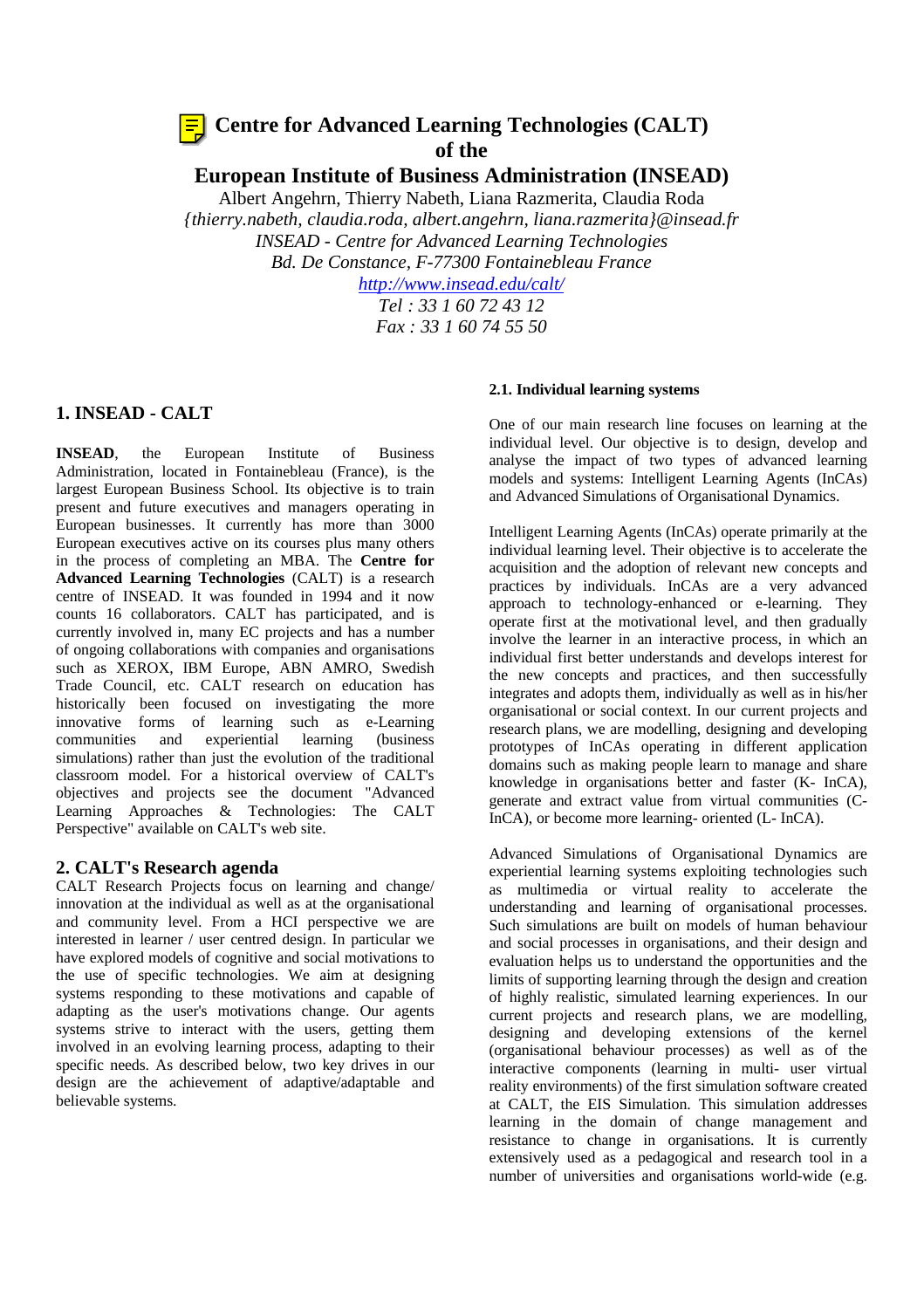# Centre for Advanced Learning Technologies (CALT) of the European Institute of Business Administration (INSEAD)

Albert Angehrn, Thierry Nabeth, Liana Razmerita, Claudia Roda

*{thierry.nabeth, claudia.roda, albert.angehrn, liana.razmerita}@insead.fr*

*INSEAD - Centre for Advanced Learning Technologies*

*Bd. De Constance, F-77300 Fontainebleau France*

*http://www.insead.edu/calt/*

*Tel : 33 1 60 72 43 12*

*Fax : 33 1 60 74 55 50*

## 1. INSEAD - CALT

**INSEAD**, the European Institute of Business Administration, located in Fontainebleau (France), is the largest European Business School. Its objective is to train present and future executives and managers operating in European businesses. It currently has more than 3000 European executives active on its courses plus many others in the process of completing an MBA. The **Centre for Advanced Learning Technologies** (CALT) is a research centre of INSEAD. It was founded in 1994 and it now counts 16 collaborators. CALT has participated, and is currently involved in, many EC projects and has a number of ongoing collaborations with companies and organisations such as XEROX, IBM Europe, ABN AMRO, Swedish Trade Council, etc. CALT research on education has historically been focused on investigating the more innovative forms of learning such as e-Learning communities and experiential learning (business simulations) rather than just the evolution of the traditional classroom model. For a historical overview of CALT's objectives and projects see the document "Advanced Learning Approaches & Technologies: The CALT Perspective" available on CALT's web site.

## 2. CALT's Research agenda

CALT Research Projects focus on learning and change/ innovation at the individual as well as at the organisational and community level. From a HCI perspective we are interested in learner / user centred design. In particular we have explored models of cognitive and social motivations to the use of specific technologies. We aim at designing systems responding to these motivations and capable of adapting as the user's motivations change. Our agents systems strive to interact with the users, getting them involved in an evolving learning process, adapting to their specific needs. As described below, two key drives in our design are the achievement of adaptive/adaptable and believable systems.

### 2.1. Individual learning systems

One of our main research line focuses on learning at the individual level. Our objective is to design, develop and analyse the impact of two types of advanced learning models and systems: Intelligent Learning Agents (InCAs) and Advanced Simulations of Organisational Dynamics.

Intelligent Learning Agents (InCAs) operate primarily at the individual learning level. Their objective is to accelerate the acquisition and the adoption of relevant new concepts and practices by individuals. InCAs are a very advanced approach to technology-enhanced or e-learning. They operate first at the motivational level, and then gradually involve the learner in an interactive process, in which an individual first better understands and develops interest for the new concepts and practices, and then successfully integrates and adopts them, individually as well as in his/her organisational or social context. In our current projects and research plans, we are modelling, designing and developing prototypes of InCAs operating in different application domains such as making people learn to manage and share knowledge in organisations better and faster (K- InCA), generate and extract value from virtual communities (C-InCA), or become more learning- oriented (L- InCA).

Advanced Simulations of Organisational Dynamics are experiential learning systems exploiting technologies such as multimedia or virtual reality to accelerate the understanding and learning of organisational processes. Such simulations are built on models of human behaviour and social processes in organisations, and their design and evaluation helps us to understand the opportunities and the limits of supporting learning through the design and creation of highly realistic, simulated learning experiences. In our current projects and research plans, we are modelling, designing and developing extensions of the kernel (organisational behaviour processes) as well as of the interactive components (learning in multi- user virtual reality environments) of the first simulation software created at CALT, the EIS Simulation. This simulation addresses learning in the domain of change management and resistance to change in organisations. It is currently extensively used as a pedagogical and research tool in a number of universities and organisations world-wide (e.g.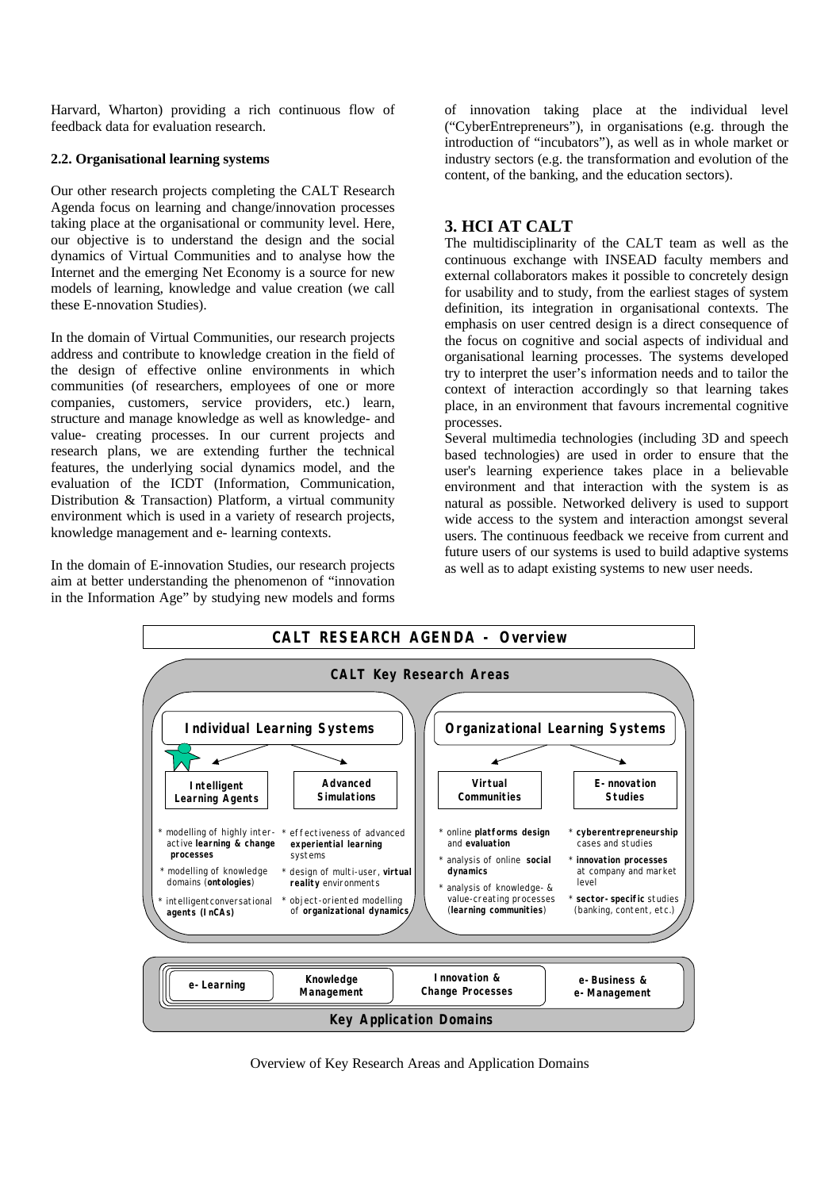Harvard, Wharton) providing a rich continuous flow of feedback data for evaluation research.

### 2.2. Organisational learning systems

Our other research projects completing the CALT Research Agenda focus on learning and change/innovation processes taking place at the organisational or community level. Here, our objective is to understand the design and the social dynamics of Virtual Communities and to analyse how the Internet and the emerging Net Economy is a source for new models of learning, knowledge and value creation (we call these E-nnovation Studies).

In the domain of Virtual Communities, our research projects address and contribute to knowledge creation in the field of the design of effective online environments in which communities (of researchers, employees of one or more companies, customers, service providers, etc.) learn, structure and manage knowledge as well as knowledge- and value- creating processes. In our current projects and research plans, we are extending further the technical features, the underlying social dynamics model, and the evaluation of the ICDT (Information, Communication, Distribution & Transaction) Platform, a virtual community environment which is used in a variety of research projects, knowledge management and e- learning contexts.

In the domain of E-innovation Studies, our research projects aim at better understanding the phenomenon of "innovation in the Information Age" by studying new models and forms of innovation taking place at the individual level ("CyberEntrepreneurs"), in organisations (e.g. through the introduction of "incubators"), as well as in whole market or industry sectors (e.g. the transformation and evolution of the content, of the banking, and the education sectors).

## 3. HCI AT CALT

The multidisciplinarity of the CALT team as well as the continuous exchange with INSEAD faculty members and external collaborators makes it possible to concretely design for usability and to study, from the earliest stages of system definition, its integration in organisational contexts. The emphasis on user centred design is a direct consequence of the focus on cognitive and social aspects of individual and organisational learning processes. The systems developed try to interpret the user's information needs and to tailor the context of interaction accordingly so that learning takes place, in an environment that favours incremental cognitive processes.

Several multimedia technologies (including 3D and speech based technologies) are used in order to ensure that the user's learning experience takes place in a believable environment and that interaction with the system is as natural as possible. Networked delivery is used to support wide access to the system and interaction amongst several users. The continuous feedback we receive from current and future users of our systems is used to build adaptive systems as well as to adapt existing systems to new user needs.

**CALT RESEARCH AGENDA - Overview**

**CALT Key Research Areas**

**Individual Learning Systems**

- **Intelligent Learning Agents**
  - modelling of highly interactive **learning & change processes**
  - modelling of knowledge domains (**ontologies**)
  - intelligent conversational **agents (InCAs)**
- **Advanced Simulations**
  - effectiveness of advanced **experiential learning** systems
  - design of multi-user, **virtual reality** environments
  - object-oriented modelling of **organizational dynamics**

**Organizational Learning Systems**

- **Virtual Communities**
  - online **platforms design** and **evaluation**
  - analysis of online **social dynamics**
  - analysis of knowledge- & value-creating processes (**learning communities**)
- **E-nnovation Studies**
  - **cyberentrepreneurship** cases and studies
  - **innovation processes** at company and market level
  - **sector-specific** studies (banking, content, etc.)

**Key Application Domains**

- **e-Learning**
- **Knowledge Management**
- **Innovation & Change Processes**
- **e-Business & e-Management**

Overview of Key Research Areas and Application Domains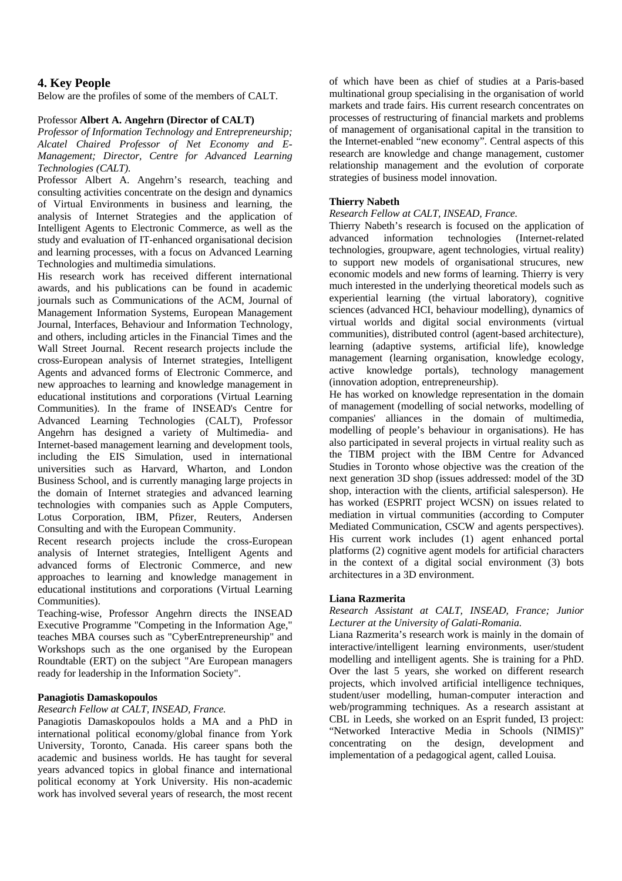## 4. Key People

Below are the profiles of some of the members of CALT.

Professor **Albert A. Angehrn (Director of CALT)**

*Professor of Information Technology and Entrepreneurship; Alcatel Chaired Professor of Net Economy and E-Management; Director, Centre for Advanced Learning Technologies (CALT).*

Professor Albert A. Angehrn's research, teaching and consulting activities concentrate on the design and dynamics of Virtual Environments in business and learning, the analysis of Internet Strategies and the application of Intelligent Agents to Electronic Commerce, as well as the study and evaluation of IT-enhanced organisational decision and learning processes, with a focus on Advanced Learning Technologies and multimedia simulations.

His research work has received different international awards, and his publications can be found in academic journals such as Communications of the ACM, Journal of Management Information Systems, European Management Journal, Interfaces, Behaviour and Information Technology, and others, including articles in the Financial Times and the Wall Street Journal. Recent research projects include the cross-European analysis of Internet strategies, Intelligent Agents and advanced forms of Electronic Commerce, and new approaches to learning and knowledge management in educational institutions and corporations (Virtual Learning Communities). In the frame of INSEAD's Centre for Advanced Learning Technologies (CALT), Professor Angehrn has designed a variety of Multimedia- and Internet-based management learning and development tools, including the EIS Simulation, used in international universities such as Harvard, Wharton, and London Business School, and is currently managing large projects in the domain of Internet strategies and advanced learning technologies with companies such as Apple Computers, Lotus Corporation, IBM, Pfizer, Reuters, Andersen Consulting and with the European Community.

Recent research projects include the cross-European analysis of Internet strategies, Intelligent Agents and advanced forms of Electronic Commerce, and new approaches to learning and knowledge management in educational institutions and corporations (Virtual Learning Communities).

Teaching-wise, Professor Angehrn directs the INSEAD Executive Programme "Competing in the Information Age," teaches MBA courses such as "CyberEntrepreneurship" and Workshops such as the one organised by the European Roundtable (ERT) on the subject "Are European managers ready for leadership in the Information Society".

**Panagiotis Damaskopoulos**

*Research Fellow at CALT, INSEAD, France.*

Panagiotis Damaskopoulos holds a MA and a PhD in international political economy/global finance from York University, Toronto, Canada. His career spans both the academic and business worlds. He has taught for several years advanced topics in global finance and international political economy at York University. His non-academic work has involved several years of research, the most recent of which have been as chief of studies at a Paris-based multinational group specialising in the organisation of world markets and trade fairs. His current research concentrates on processes of restructuring of financial markets and problems of management of organisational capital in the transition to the Internet-enabled "new economy". Central aspects of this research are knowledge and change management, customer relationship management and the evolution of corporate strategies of business model innovation.

**Thierry Nabeth**

*Research Fellow at CALT, INSEAD, France.*

Thierry Nabeth's research is focused on the application of advanced information technologies (Internet-related technologies, groupware, agent technologies, virtual reality) to support new models of organisational strucures, new economic models and new forms of learning. Thierry is very much interested in the underlying theoretical models such as experiential learning (the virtual laboratory), cognitive sciences (advanced HCI, behaviour modelling), dynamics of virtual worlds and digital social environments (virtual communities), distributed control (agent-based architecture), learning (adaptive systems, artificial life), knowledge management (learning organisation, knowledge ecology, active knowledge portals), technology management (innovation adoption, entrepreneurship).

He has worked on knowledge representation in the domain of management (modelling of social networks, modelling of companies' alliances in the domain of multimedia, modelling of people's behaviour in organisations). He has also participated in several projects in virtual reality such as the TIBM project with the IBM Centre for Advanced Studies in Toronto whose objective was the creation of the next generation 3D shop (issues addressed: model of the 3D shop, interaction with the clients, artificial salesperson). He has worked (ESPRIT project WCSN) on issues related to mediation in virtual communities (according to Computer Mediated Communication, CSCW and agents perspectives). His current work includes (1) agent enhanced portal platforms (2) cognitive agent models for artificial characters in the context of a digital social environment (3) bots architectures in a 3D environment.

**Liana Razmerita**

*Research Assistant at CALT, INSEAD, France; Junior Lecturer at the University of Galati-Romania.*

Liana Razmerita's research work is mainly in the domain of interactive/intelligent learning environments, user/student modelling and intelligent agents. She is training for a PhD. Over the last 5 years, she worked on different research projects, which involved artificial intelligence techniques, student/user modelling, human-computer interaction and web/programming techniques. As a research assistant at CBL in Leeds, she worked on an Esprit funded, I3 project: "Networked Interactive Media in Schools (NIMIS)" concentrating on the design, development and implementation of a pedagogical agent, called Louisa.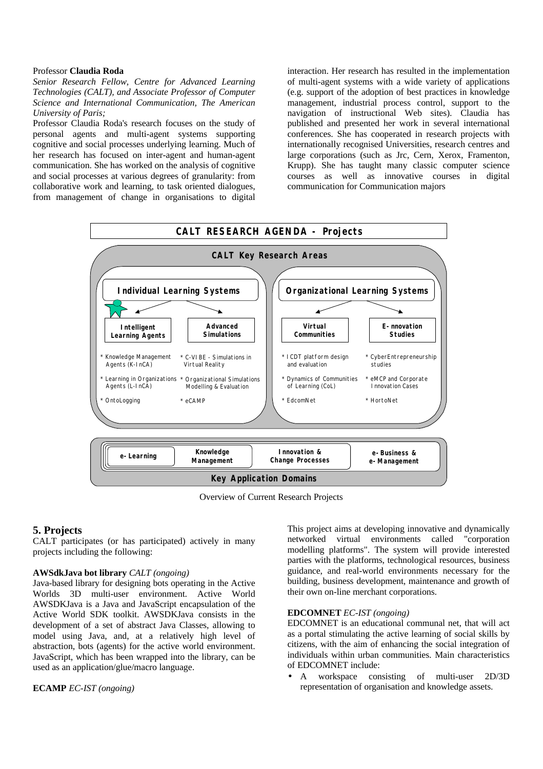Professor **Claudia Roda**

*Senior Research Fellow, Centre for Advanced Learning Technologies (CALT), and Associate Professor of Computer Science and International Communication, The American University of Paris;*

Professor Claudia Roda's research focuses on the study of personal agents and multi-agent systems supporting cognitive and social processes underlying learning. Much of her research has focused on inter-agent and human-agent communication. She has worked on the analysis of cognitive and social processes at various degrees of granularity: from collaborative work and learning, to task oriented dialogues, from management of change in organisations to digital interaction. Her research has resulted in the implementation of multi-agent systems with a wide variety of applications (e.g. support of the adoption of best practices in knowledge management, industrial process control, support to the navigation of instructional Web sites). Claudia has published and presented her work in several international conferences. She has cooperated in research projects with internationally recognised Universities, research centres and large corporations (such as Jrc, Cern, Xerox, Framenton, Krupp). She has taught many classic computer science courses as well as innovative courses in digital communication for Communication majors

**CALT RESEARCH AGENDA - Projects**

**CALT Key Research Areas**

**Individual Learning Systems**

- **Intelligent Learning Agents**
  - Knowledge Management Agents (K-InCA)
  - Learning in Organizations Agents (L-InCA)
  - OntoLogging
- **Advanced Simulations**
  - C-VIBE - Simulations in Virtual Reality
  - Organizational Simulations Modelling & Evaluation
  - eCAMP

**Organizational Learning Systems**

- **Virtual Communities**
  - ICDT platform design and evaluation
  - Dynamics of Communities of Learning (CoL)
  - EdcomNet
- **E-nnovation Studies**
  - CyberEntrepreneurship studies
  - eMCP and Corporate Innovation Cases
  - HortoNet

**Key Application Domains:** e-Learning | Knowledge Management | Innovation & Change Processes | e-Business & e-Management

Overview of Current Research Projects

## 5. Projects

CALT participates (or has participated) actively in many projects including the following:

**AWSdkJava bot library** *CALT (ongoing)*

Java-based library for designing bots operating in the Active Worlds 3D multi-user environment. Active World AWSDKJava is a Java and JavaScript encapsulation of the Active World SDK toolkit. AWSDKJava consists in the development of a set of abstract Java Classes, allowing to model using Java, and, at a relatively high level of abstraction, bots (agents) for the active world environment. JavaScript, which has been wrapped into the library, can be used as an application/glue/macro language.

**ECAMP** *EC-IST (ongoing)*

This project aims at developing innovative and dynamically networked virtual environments called "corporation modelling platforms". The system will provide interested parties with the platforms, technological resources, business guidance, and real-world environments necessary for the building, business development, maintenance and growth of their own on-line merchant corporations.

**EDCOMNET** *EC-IST (ongoing)*

EDCOMNET is an educational communal net, that will act as a portal stimulating the active learning of social skills by citizens, with the aim of enhancing the social integration of individuals within urban communities. Main characteristics of EDCOMNET include:

- A workspace consisting of multi-user 2D/3D representation of organisation and knowledge assets.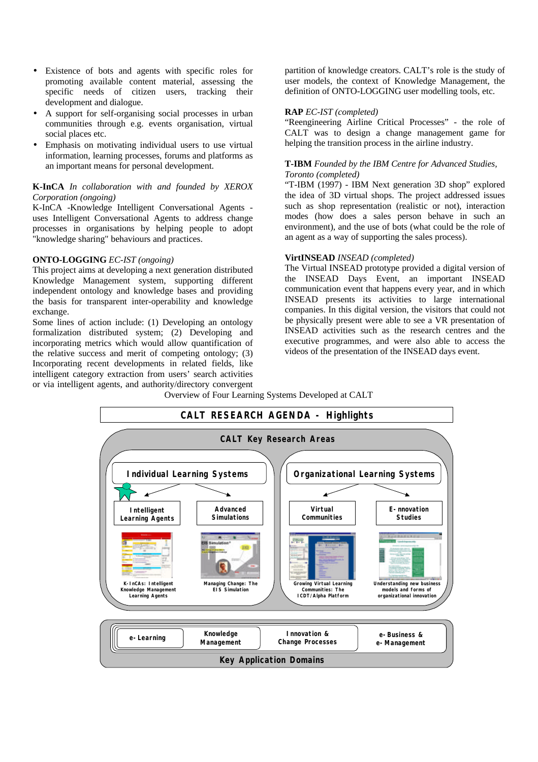- Existence of bots and agents with specific roles for promoting available content material, assessing the specific needs of citizen users, tracking their development and dialogue.
- A support for self-organising social processes in urban communities through e.g. events organisation, virtual social places etc.
- Emphasis on motivating individual users to use virtual information, learning processes, forums and platforms as an important means for personal development.

**K-InCA** *In collaboration with and founded by XEROX Corporation (ongoing)*
K-InCA -Knowledge Intelligent Conversational Agents - uses Intelligent Conversational Agents to address change processes in organisations by helping people to adopt "knowledge sharing" behaviours and practices.

**ONTO-LOGGING** *EC-IST (ongoing)*
This project aims at developing a next generation distributed Knowledge Management system, supporting different independent ontology and knowledge bases and providing the basis for transparent inter-operability and knowledge exchange.
Some lines of action include: (1) Developing an ontology formalization distributed system; (2) Developing and incorporating metrics which would allow quantification of the relative success and merit of competing ontology; (3) Incorporating recent developments in related fields, like intelligent category extraction from users' search activities or via intelligent agents, and authority/directory convergent partition of knowledge creators. CALT's role is the study of user models, the context of Knowledge Management, the definition of ONTO-LOGGING user modelling tools, etc.

**RAP** *EC-IST (completed)*
"Reengineering Airline Critical Processes" - the role of CALT was to design a change management game for helping the transition process in the airline industry.

**T-IBM** *Founded by the IBM Centre for Advanced Studies, Toronto (completed)*
"T-IBM (1997) - IBM Next generation 3D shop" explored the idea of 3D virtual shops. The project addressed issues such as shop representation (realistic or not), interaction modes (how does a sales person behave in such an environment), and the use of bots (what could be the role of an agent as a way of supporting the sales process).

**VirtINSEAD** *INSEAD (completed)*
The Virtual INSEAD prototype provided a digital version of the INSEAD Days Event, an important INSEAD communication event that happens every year, and in which INSEAD presents its activities to large international companies. In this digital version, the visitors that could not be physically present were able to see a VR presentation of INSEAD activities such as the research centres and the executive programmes, and were also able to access the videos of the presentation of the INSEAD days event.

Overview of Four Learning Systems Developed at CALT

**CALT RESEARCH AGENDA - Highlights**

**CALT Key Research Areas**

- **Individual Learning Systems**
  - Intelligent Learning Agents — K-InCAs: Intelligent Knowledge Management Learning Agents
  - Advanced Simulations — Managing Change: The EIS Simulation
- **Organizational Learning Systems**
  - Virtual Communities — Growing Virtual Learning Communities: The ICDT/Alpha Platform
  - E-nnovation Studies — Understanding new business models and forms of organizational innovation

**Key Application Domains**

| e-Learning | Knowledge Management | Innovation & Change Processes | e-Business & e-Management |
|---|---|---|---|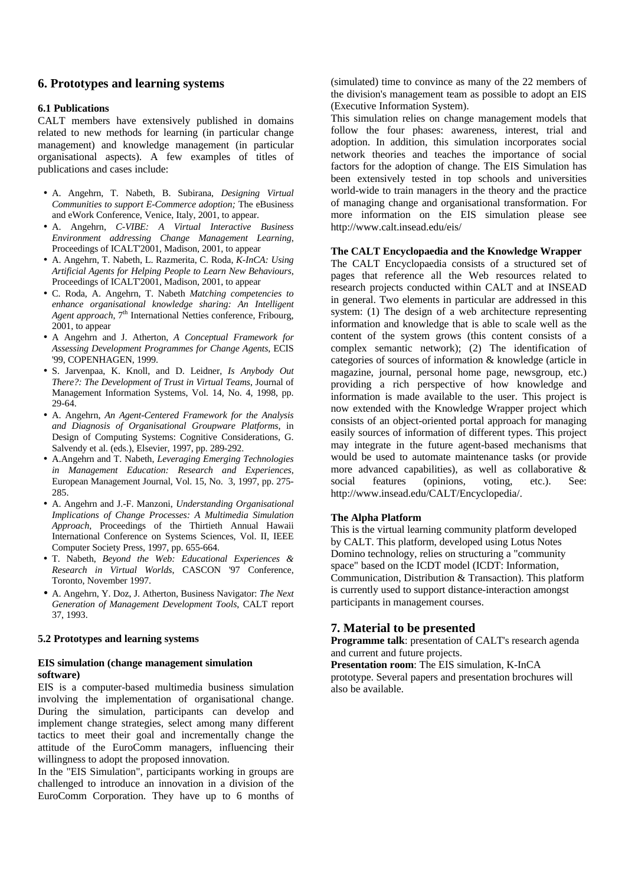## 6. Prototypes and learning systems

### 6.1 Publications

CALT members have extensively published in domains related to new methods for learning (in particular change management) and knowledge management (in particular organisational aspects). A few examples of titles of publications and cases include:

- A. Angehrn, T. Nabeth, B. Subirana, *Designing Virtual Communities to support E-Commerce adoption;* The eBusiness and eWork Conference, Venice, Italy, 2001, to appear.
- A. Angehrn, *C-VIBE: A Virtual Interactive Business Environment addressing Change Management Learning*, Proceedings of ICALT'2001, Madison, 2001, to appear
- A. Angehrn, T. Nabeth, L. Razmerita, C. Roda, *K-InCA: Using Artificial Agents for Helping People to Learn New Behaviours*, Proceedings of ICALT'2001, Madison, 2001, to appear
- C. Roda, A. Angehrn, T. Nabeth *Matching competencies to enhance organisational knowledge sharing: An Intelligent Agent approach*, 7th International Netties conference, Fribourg, 2001, to appear
- A Angehrn and J. Atherton, *A Conceptual Framework for Assessing Development Programmes for Change Agents*, ECIS '99, COPENHAGEN, 1999.
- S. Jarvenpaa, K. Knoll, and D. Leidner, *Is Anybody Out There?: The Development of Trust in Virtual Teams*, Journal of Management Information Systems, Vol. 14, No. 4, 1998, pp. 29-64.
- A. Angehrn, *An Agent-Centered Framework for the Analysis and Diagnosis of Organisational Groupware Platforms*, in Design of Computing Systems: Cognitive Considerations, G. Salvendy et al. (eds.), Elsevier, 1997, pp. 289-292.
- A.Angehrn and T. Nabeth, *Leveraging Emerging Technologies in Management Education: Research and Experiences*, European Management Journal, Vol. 15, No. 3, 1997, pp. 275-285.
- A. Angehrn and J.-F. Manzoni, *Understanding Organisational Implications of Change Processes: A Multimedia Simulation Approach*, Proceedings of the Thirtieth Annual Hawaii International Conference on Systems Sciences, Vol. II, IEEE Computer Society Press, 1997, pp. 655-664.
- T. Nabeth, *Beyond the Web: Educational Experiences & Research in Virtual Worlds*, CASCON '97 Conference, Toronto, November 1997.
- A. Angehrn, Y. Doz, J. Atherton, Business Navigator: *The Next Generation of Management Development Tools*, CALT report 37, 1993.

### 5.2 Prototypes and learning systems

#### EIS simulation (change management simulation software)

EIS is a computer-based multimedia business simulation involving the implementation of organisational change. During the simulation, participants can develop and implement change strategies, select among many different tactics to meet their goal and incrementally change the attitude of the EuroComm managers, influencing their willingness to adopt the proposed innovation.

In the "EIS Simulation", participants working in groups are challenged to introduce an innovation in a division of the EuroComm Corporation. They have up to 6 months of (simulated) time to convince as many of the 22 members of the division's management team as possible to adopt an EIS (Executive Information System).

This simulation relies on change management models that follow the four phases: awareness, interest, trial and adoption. In addition, this simulation incorporates social network theories and teaches the importance of social factors for the adoption of change. The EIS Simulation has been extensively tested in top schools and universities world-wide to train managers in the theory and the practice of managing change and organisational transformation. For more information on the EIS simulation please see http://www.calt.insead.edu/eis/

#### The CALT Encyclopaedia and the Knowledge Wrapper

The CALT Encyclopaedia consists of a structured set of pages that reference all the Web resources related to research projects conducted within CALT and at INSEAD in general. Two elements in particular are addressed in this system: (1) The design of a web architecture representing information and knowledge that is able to scale well as the content of the system grows (this content consists of a complex semantic network); (2) The identification of categories of sources of information & knowledge (article in magazine, journal, personal home page, newsgroup, etc.) providing a rich perspective of how knowledge and information is made available to the user. This project is now extended with the Knowledge Wrapper project which consists of an object-oriented portal approach for managing easily sources of information of different types. This project may integrate in the future agent-based mechanisms that would be used to automate maintenance tasks (or provide more advanced capabilities), as well as collaborative & social features (opinions, voting, etc.). See: http://www.insead.edu/CALT/Encyclopedia/.

#### The Alpha Platform

This is the virtual learning community platform developed by CALT. This platform, developed using Lotus Notes Domino technology, relies on structuring a "community space" based on the ICDT model (ICDT: Information, Communication, Distribution & Transaction). This platform is currently used to support distance-interaction amongst participants in management courses.

## 7. Material to be presented

**Programme talk**: presentation of CALT's research agenda and current and future projects.

**Presentation room**: The EIS simulation, K-InCA prototype. Several papers and presentation brochures will also be available.